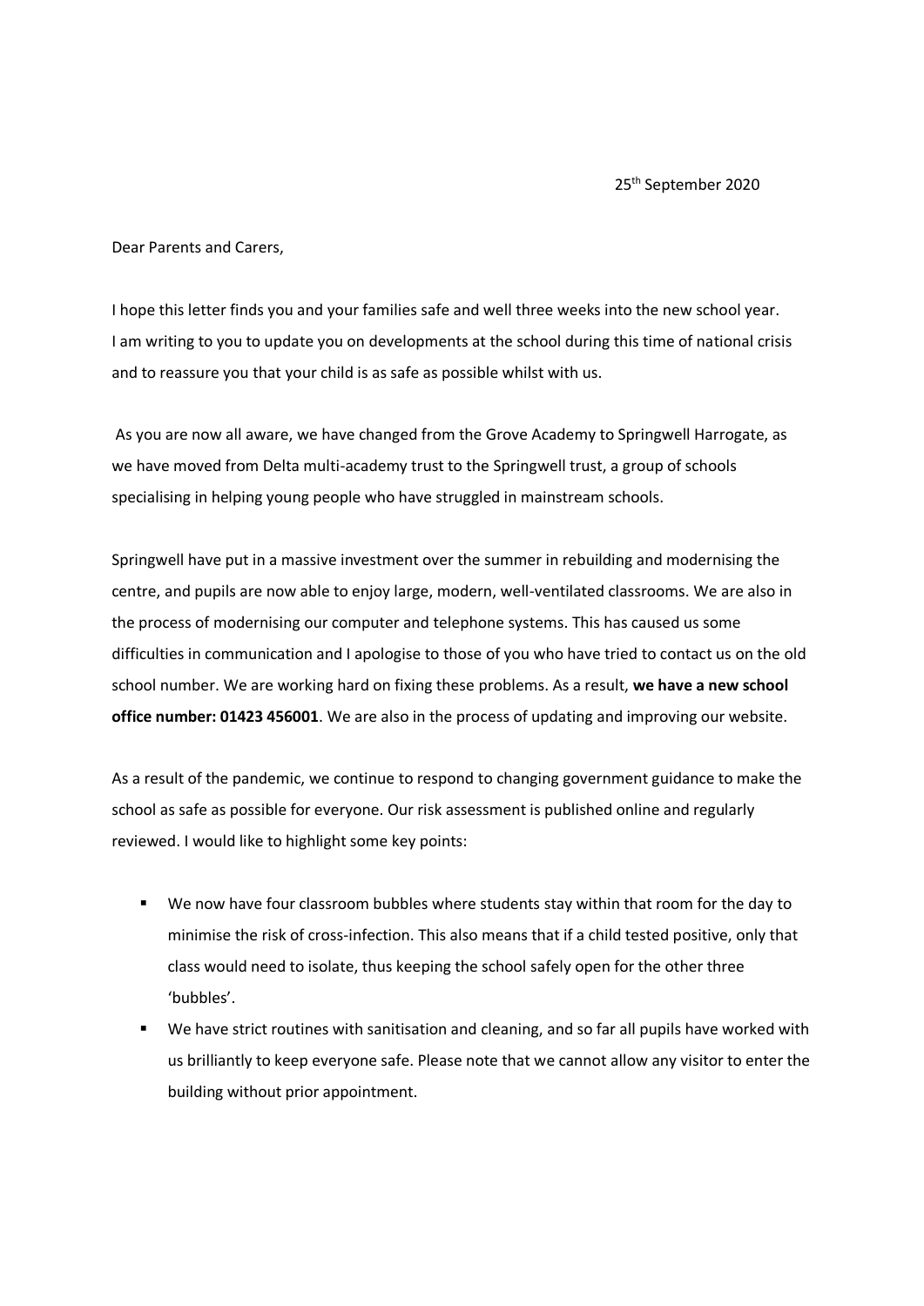25th September 2020

Dear Parents and Carers,

I hope this letter finds you and your families safe and well three weeks into the new school year. I am writing to you to update you on developments at the school during this time of national crisis and to reassure you that your child is as safe as possible whilst with us.

As you are now all aware, we have changed from the Grove Academy to Springwell Harrogate, as we have moved from Delta multi-academy trust to the Springwell trust, a group of schools specialising in helping young people who have struggled in mainstream schools.

Springwell have put in a massive investment over the summer in rebuilding and modernising the centre, and pupils are now able to enjoy large, modern, well-ventilated classrooms. We are also in the process of modernising our computer and telephone systems. This has caused us some difficulties in communication and I apologise to those of you who have tried to contact us on the old school number. We are working hard on fixing these problems. As a result, **we have a new school office number: 01423 456001**. We are also in the process of updating and improving our website.

As a result of the pandemic, we continue to respond to changing government guidance to make the school as safe as possible for everyone. Our risk assessment is published online and regularly reviewed. I would like to highlight some key points:

- We now have four classroom bubbles where students stay within that room for the day to minimise the risk of cross-infection. This also means that if a child tested positive, only that class would need to isolate, thus keeping the school safely open for the other three 'bubbles'.
- We have strict routines with sanitisation and cleaning, and so far all pupils have worked with us brilliantly to keep everyone safe. Please note that we cannot allow any visitor to enter the building without prior appointment.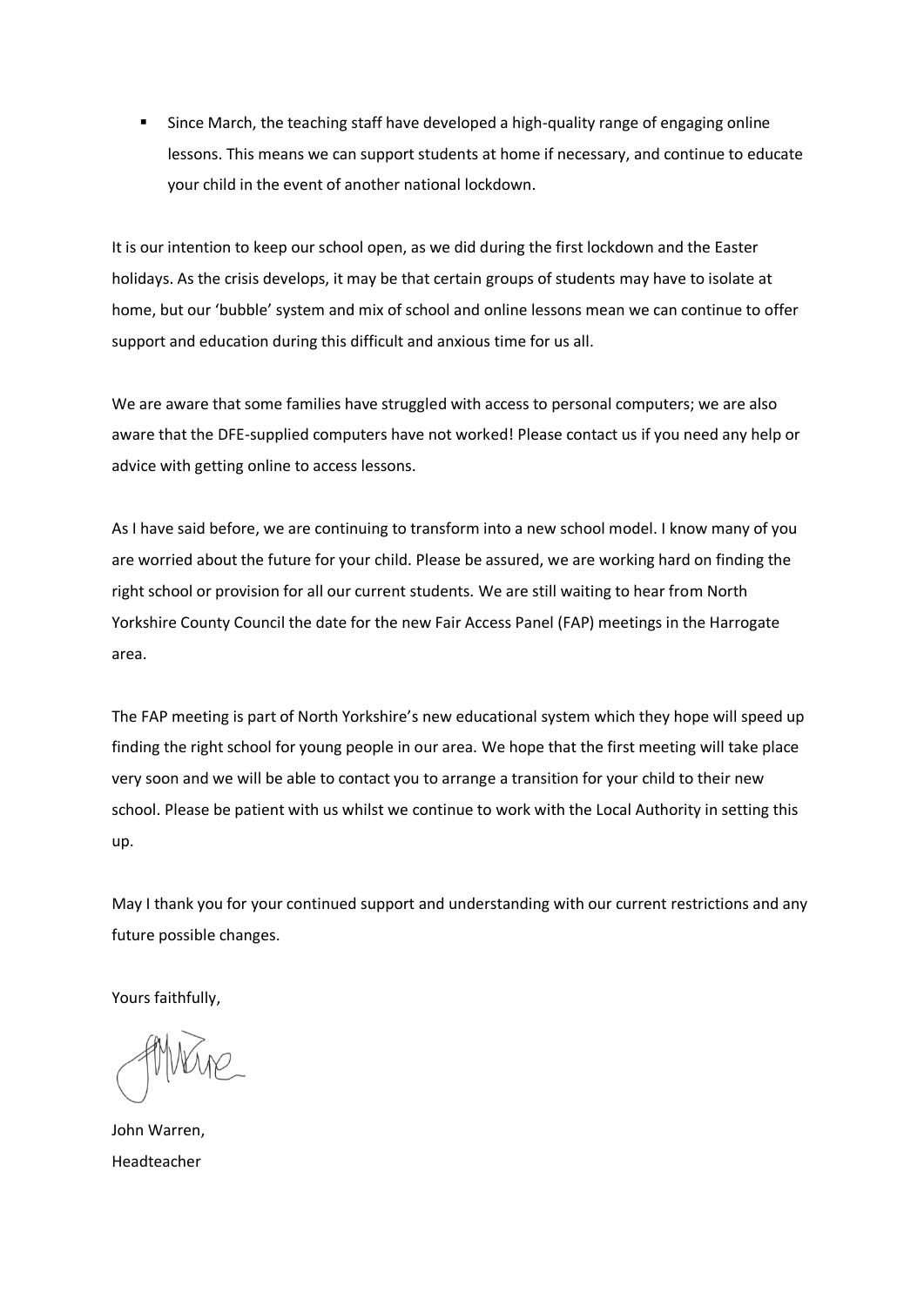- Since March, the teaching staff have developed a high-quality range of engaging online lessons. This means we can support students at home if necessary, and continue to educate your child in the event of another national lockdown.

It is our intention to keep our school open, as we did during the first lockdown and the Easter holidays. As the crisis develops, it may be that certain groups of students may have to isolate at home, but our 'bubble' system and mix of school and online lessons mean we can continue to offer support and education during this difficult and anxious time for us all.

We are aware that some families have struggled with access to personal computers; we are also aware that the DFE-supplied computers have not worked! Please contact us if you need any help or advice with getting online to access lessons.

As I have said before, we are continuing to transform into a new school model. I know many of you are worried about the future for your child. Please be assured, we are working hard on finding the right school or provision for all our current students. We are still waiting to hear from North Yorkshire County Council the date for the new Fair Access Panel (FAP) meetings in the Harrogate area.

The FAP meeting is part of North Yorkshire's new educational system which they hope will speed up finding the right school for young people in our area. We hope that the first meeting will take place very soon and we will be able to contact you to arrange a transition for your child to their new school. Please be patient with us whilst we continue to work with the Local Authority in setting this up.

May I thank you for your continued support and understanding with our current restrictions and any future possible changes.

Yours faithfully,

John Warren,
Headteacher